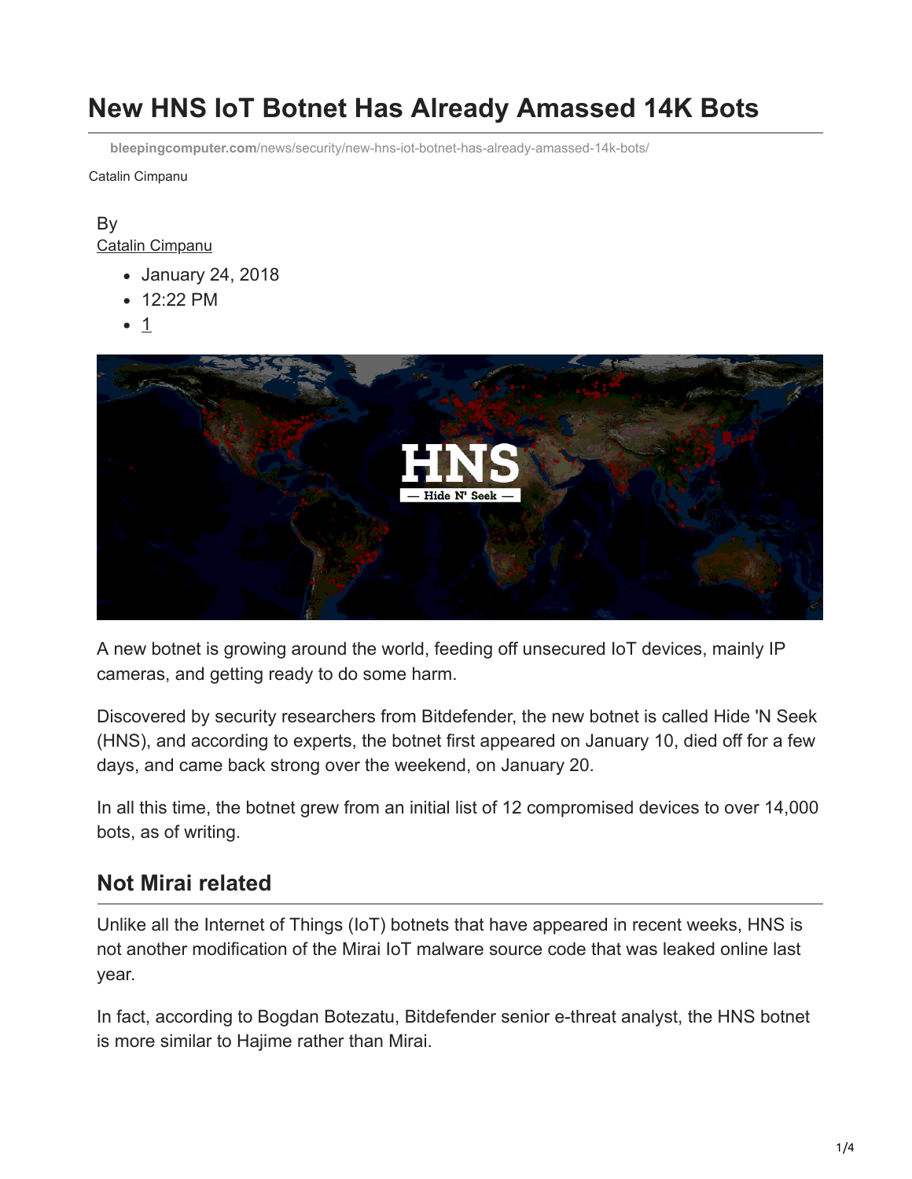# New HNS IoT Botnet Has Already Amassed 14K Bots

bleepingcomputer.com/news/security/new-hns-iot-botnet-has-already-amassed-14k-bots/

Catalin Cimpanu

By
Catalin Cimpanu

- January 24, 2018
- 12:22 PM
- 1

A new botnet is growing around the world, feeding off unsecured IoT devices, mainly IP cameras, and getting ready to do some harm.

Discovered by security researchers from Bitdefender, the new botnet is called Hide 'N Seek (HNS), and according to experts, the botnet first appeared on January 10, died off for a few days, and came back strong over the weekend, on January 20.

In all this time, the botnet grew from an initial list of 12 compromised devices to over 14,000 bots, as of writing.

## Not Mirai related

Unlike all the Internet of Things (IoT) botnets that have appeared in recent weeks, HNS is not another modification of the Mirai IoT malware source code that was leaked online last year.

In fact, according to Bogdan Botezatu, Bitdefender senior e-threat analyst, the HNS botnet is more similar to Hajime rather than Mirai.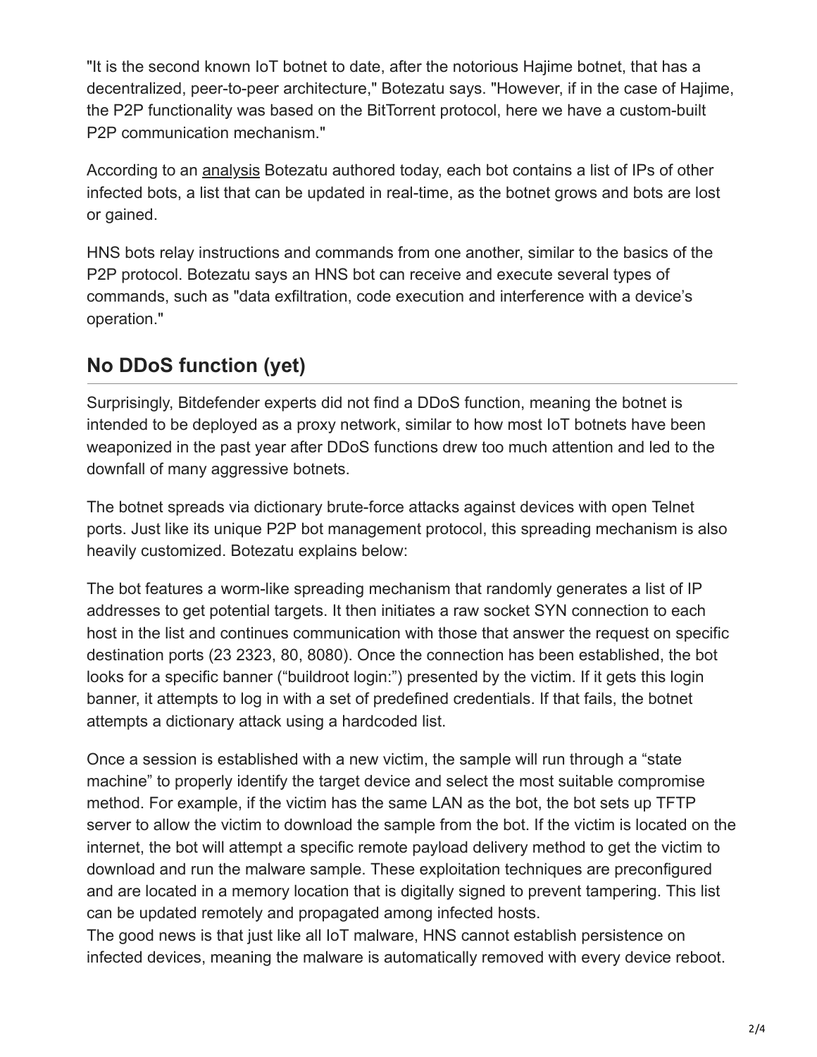"It is the second known IoT botnet to date, after the notorious Hajime botnet, that has a decentralized, peer-to-peer architecture," Botezatu says. "However, if in the case of Hajime, the P2P functionality was based on the BitTorrent protocol, here we have a custom-built P2P communication mechanism."

According to an analysis Botezatu authored today, each bot contains a list of IPs of other infected bots, a list that can be updated in real-time, as the botnet grows and bots are lost or gained.

HNS bots relay instructions and commands from one another, similar to the basics of the P2P protocol. Botezatu says an HNS bot can receive and execute several types of commands, such as "data exfiltration, code execution and interference with a device's operation."

## No DDoS function (yet)

Surprisingly, Bitdefender experts did not find a DDoS function, meaning the botnet is intended to be deployed as a proxy network, similar to how most IoT botnets have been weaponized in the past year after DDoS functions drew too much attention and led to the downfall of many aggressive botnets.

The botnet spreads via dictionary brute-force attacks against devices with open Telnet ports. Just like its unique P2P bot management protocol, this spreading mechanism is also heavily customized. Botezatu explains below:

The bot features a worm-like spreading mechanism that randomly generates a list of IP addresses to get potential targets. It then initiates a raw socket SYN connection to each host in the list and continues communication with those that answer the request on specific destination ports (23 2323, 80, 8080). Once the connection has been established, the bot looks for a specific banner ("buildroot login:") presented by the victim. If it gets this login banner, it attempts to log in with a set of predefined credentials. If that fails, the botnet attempts a dictionary attack using a hardcoded list.

Once a session is established with a new victim, the sample will run through a "state machine" to properly identify the target device and select the most suitable compromise method. For example, if the victim has the same LAN as the bot, the bot sets up TFTP server to allow the victim to download the sample from the bot. If the victim is located on the internet, the bot will attempt a specific remote payload delivery method to get the victim to download and run the malware sample. These exploitation techniques are preconfigured and are located in a memory location that is digitally signed to prevent tampering. This list can be updated remotely and propagated among infected hosts.
The good news is that just like all IoT malware, HNS cannot establish persistence on infected devices, meaning the malware is automatically removed with every device reboot.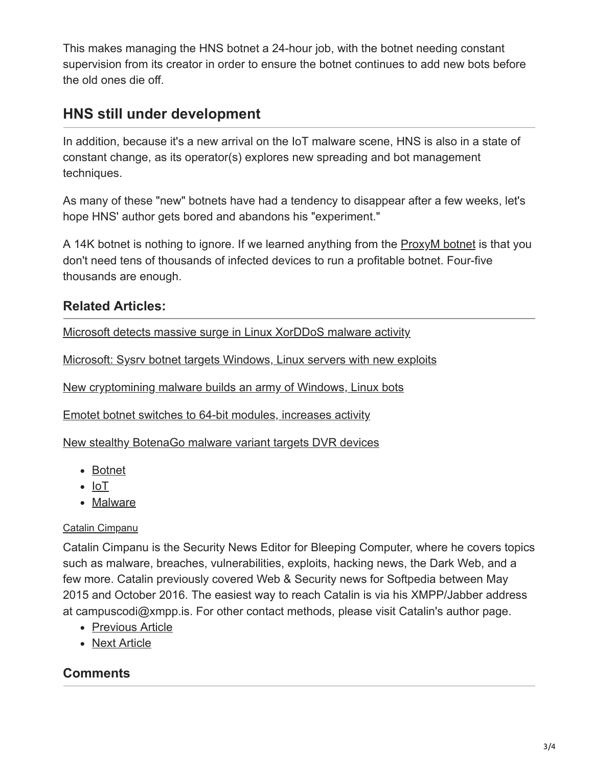This makes managing the HNS botnet a 24-hour job, with the botnet needing constant supervision from its creator in order to ensure the botnet continues to add new bots before the old ones die off.

## HNS still under development

In addition, because it's a new arrival on the IoT malware scene, HNS is also in a state of constant change, as its operator(s) explores new spreading and bot management techniques.

As many of these "new" botnets have had a tendency to disappear after a few weeks, let's hope HNS' author gets bored and abandons his "experiment."

A 14K botnet is nothing to ignore. If we learned anything from the ProxyM botnet is that you don't need tens of thousands of infected devices to run a profitable botnet. Four-five thousands are enough.

### Related Articles:

Microsoft detects massive surge in Linux XorDDoS malware activity

Microsoft: Sysrv botnet targets Windows, Linux servers with new exploits

New cryptomining malware builds an army of Windows, Linux bots

Emotet botnet switches to 64-bit modules, increases activity

New stealthy BotenaGo malware variant targets DVR devices

- Botnet
- IoT
- Malware

Catalin Cimpanu

Catalin Cimpanu is the Security News Editor for Bleeping Computer, where he covers topics such as malware, breaches, vulnerabilities, exploits, hacking news, the Dark Web, and a few more. Catalin previously covered Web & Security news for Softpedia between May 2015 and October 2016. The easiest way to reach Catalin is via his XMPP/Jabber address at campuscodi@xmpp.is. For other contact methods, please visit Catalin's author page.

- Previous Article
- Next Article

## Comments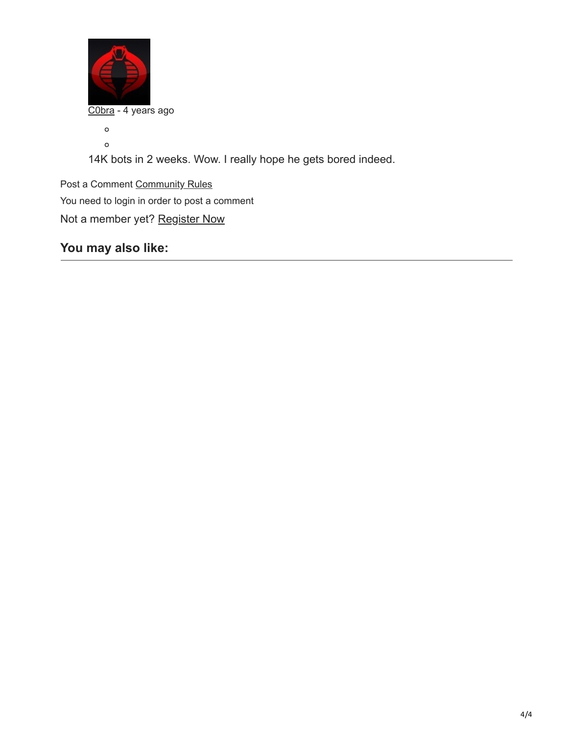C0bra - 4 years ago

14K bots in 2 weeks. Wow. I really hope he gets bored indeed.

Post a Comment Community Rules

You need to login in order to post a comment

Not a member yet? Register Now

## You may also like: